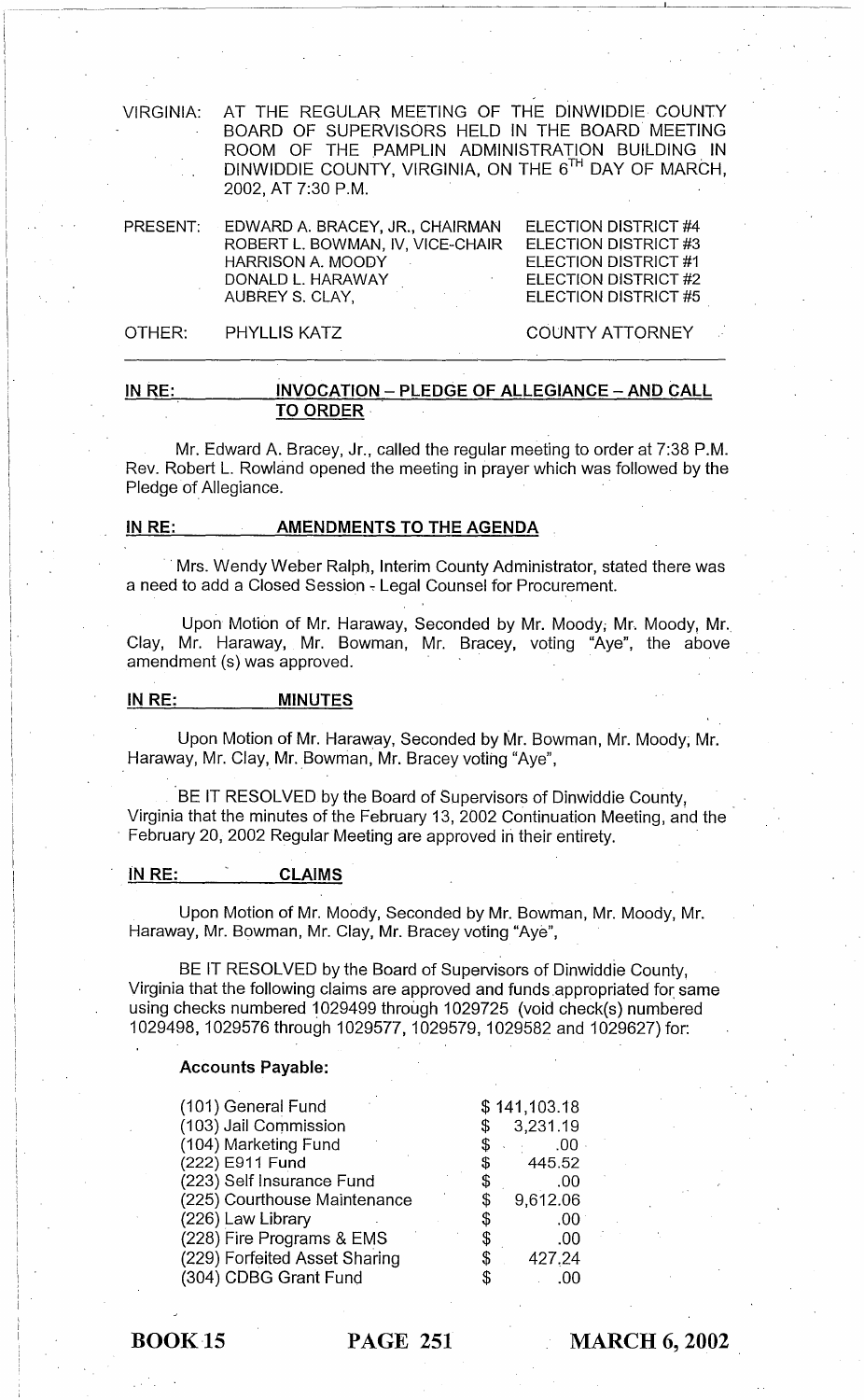VIRGINIA: AT THE REGULAR MEETING OF THE DINWIDDIE COUNTY BOARD OF SUPERVISORS HELD IN THE BOARD MEETING ROOM OF THE PAMPLIN ADMINISTRATION BUILDING IN DINWIDDIE COUNTY, VIRGINIA, ON THE 6TH DAY OF MARCH, 2002, AT 7:30 P.M.

| | | |
|---|---|---|
| PRESENT: | EDWARD A. BRACEY, JR., CHAIRMAN | ELECTION DISTRICT #4 |
| | ROBERT L. BOWMAN, IV, VICE-CHAIR | ELECTION DISTRICT #3 |
| | HARRISON A. MOODY | ELECTION DISTRICT #1 |
| | DONALD L. HARAWAY | ELECTION DISTRICT #2 |
| | AUBREY S. CLAY, | ELECTION DISTRICT #5 |
| OTHER: | PHYLLIS KATZ | COUNTY ATTORNEY |

**IN RE: INVOCATION – PLEDGE OF ALLEGIANCE – AND CALL TO ORDER**

Mr. Edward A. Bracey, Jr., called the regular meeting to order at 7:38 P.M. Rev. Robert L. Rowland opened the meeting in prayer which was followed by the Pledge of Allegiance.

**IN RE: AMENDMENTS TO THE AGENDA**

Mrs. Wendy Weber Ralph, Interim County Administrator, stated there was a need to add a Closed Session - Legal Counsel for Procurement.

Upon Motion of Mr. Haraway, Seconded by Mr. Moody, Mr. Moody, Mr. Clay, Mr. Haraway, Mr. Bowman, Mr. Bracey, voting "Aye", the above amendment (s) was approved.

**IN RE: MINUTES**

Upon Motion of Mr. Haraway, Seconded by Mr. Bowman, Mr. Moody, Mr. Haraway, Mr. Clay, Mr. Bowman, Mr. Bracey voting "Aye",

BE IT RESOLVED by the Board of Supervisors of Dinwiddie County, Virginia that the minutes of the February 13, 2002 Continuation Meeting, and the February 20, 2002 Regular Meeting are approved in their entirety.

**IN RE: CLAIMS**

Upon Motion of Mr. Moody, Seconded by Mr. Bowman, Mr. Moody, Mr. Haraway, Mr. Bowman, Mr. Clay, Mr. Bracey voting "Aye",

BE IT RESOLVED by the Board of Supervisors of Dinwiddie County, Virginia that the following claims are approved and funds appropriated for same using checks numbered 1029499 through 1029725 (void check(s) numbered 1029498, 1029576 through 1029577, 1029579, 1029582 and 1029627) for:

**Accounts Payable:**

| | |
|---|---|
| (101) General Fund | $ 141,103.18 |
| (103) Jail Commission | $ 3,231.19 |
| (104) Marketing Fund | $ .00 |
| (222) E911 Fund | $ 445.52 |
| (223) Self Insurance Fund | $ .00 |
| (225) Courthouse Maintenance | $ 9,612.06 |
| (226) Law Library | $ .00 |
| (228) Fire Programs & EMS | $ .00 |
| (229) Forfeited Asset Sharing | $ 427.24 |
| (304) CDBG Grant Fund | $ .00 |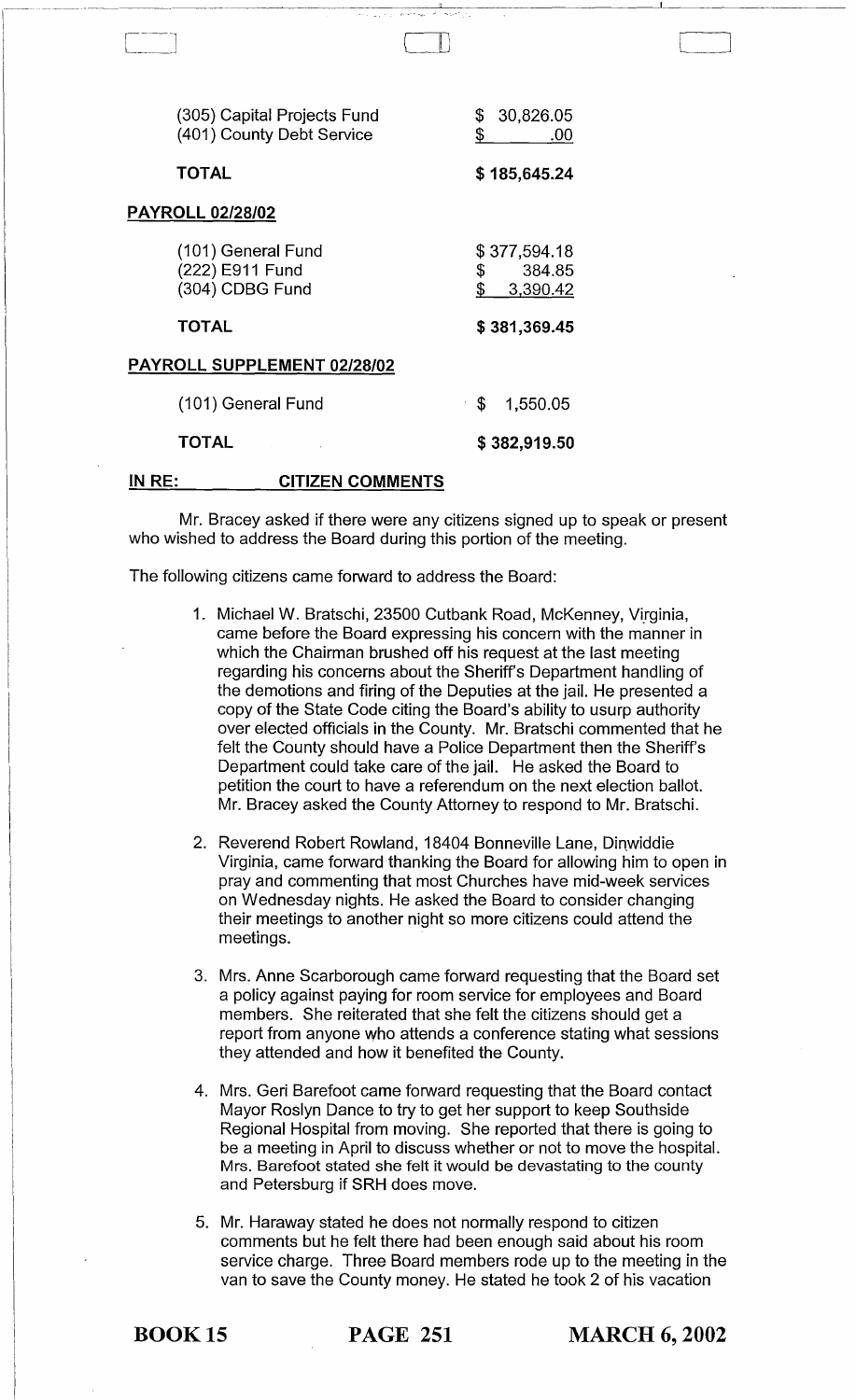| | |
|---|---|
| (305) Capital Projects Fund | $ 30,826.05 |
| (401) County Debt Service | $ .00 |
| **TOTAL** | **$ 185,645.24** |

**PAYROLL 02/28/02**

| | |
|---|---|
| (101) General Fund | $ 377,594.18 |
| (222) E911 Fund | $ 384.85 |
| (304) CDBG Fund | $ 3,390.42 |
| **TOTAL** | **$ 381,369.45** |

**PAYROLL SUPPLEMENT 02/28/02**

| | |
|---|---|
| (101) General Fund | $ 1,550.05 |
| **TOTAL** | **$ 382,919.50** |

**IN RE: CITIZEN COMMENTS**

Mr. Bracey asked if there were any citizens signed up to speak or present who wished to address the Board during this portion of the meeting.

The following citizens came forward to address the Board:

1. Michael W. Bratschi, 23500 Cutbank Road, McKenney, Virginia, came before the Board expressing his concern with the manner in which the Chairman brushed off his request at the last meeting regarding his concerns about the Sheriff's Department handling of the demotions and firing of the Deputies at the jail. He presented a copy of the State Code citing the Board's ability to usurp authority over elected officials in the County. Mr. Bratschi commented that he felt the County should have a Police Department then the Sheriff's Department could take care of the jail. He asked the Board to petition the court to have a referendum on the next election ballot. Mr. Bracey asked the County Attorney to respond to Mr. Bratschi.

2. Reverend Robert Rowland, 18404 Bonneville Lane, Dinwiddie Virginia, came forward thanking the Board for allowing him to open in pray and commenting that most Churches have mid-week services on Wednesday nights. He asked the Board to consider changing their meetings to another night so more citizens could attend the meetings.

3. Mrs. Anne Scarborough came forward requesting that the Board set a policy against paying for room service for employees and Board members. She reiterated that she felt the citizens should get a report from anyone who attends a conference stating what sessions they attended and how it benefited the County.

4. Mrs. Geri Barefoot came forward requesting that the Board contact Mayor Roslyn Dance to try to get her support to keep Southside Regional Hospital from moving. She reported that there is going to be a meeting in April to discuss whether or not to move the hospital. Mrs. Barefoot stated she felt it would be devastating to the county and Petersburg if SRH does move.

5. Mr. Haraway stated he does not normally respond to citizen comments but he felt there had been enough said about his room service charge. Three Board members rode up to the meeting in the van to save the County money. He stated he took 2 of his vacation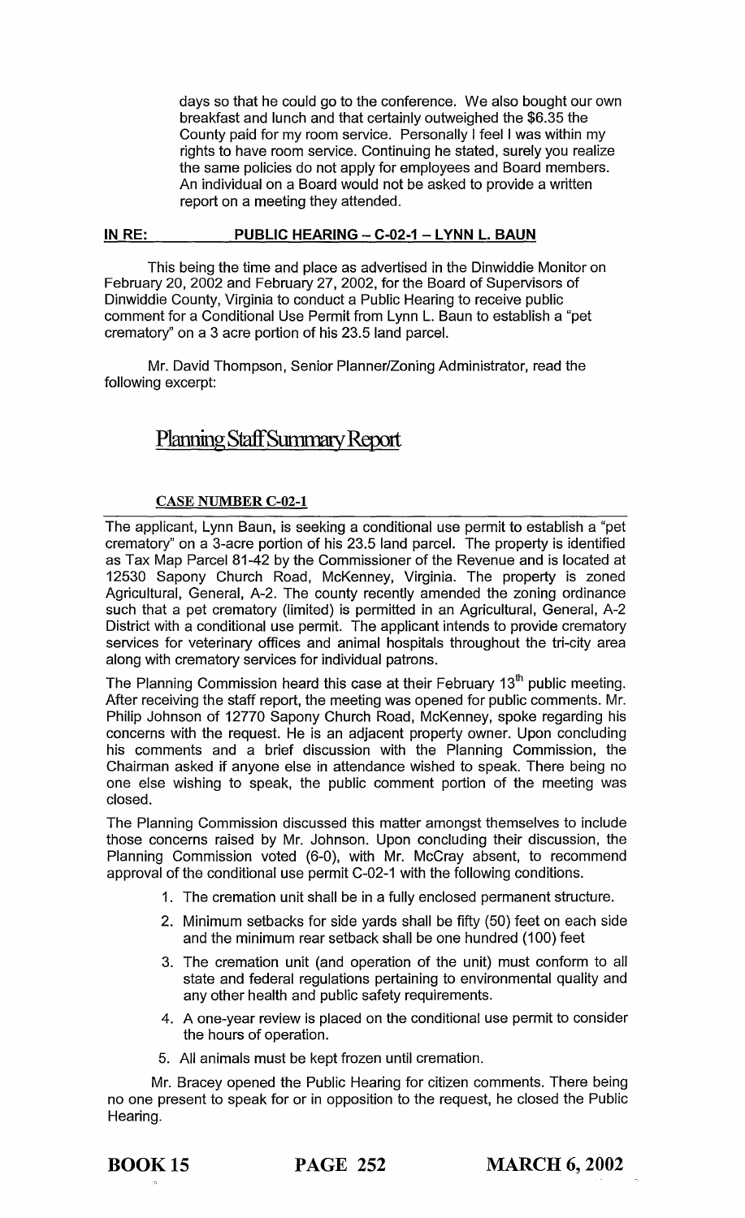days so that he could go to the conference. We also bought our own breakfast and lunch and that certainly outweighed the $6.35 the County paid for my room service. Personally I feel I was within my rights to have room service. Continuing he stated, surely you realize the same policies do not apply for employees and Board members. An individual on a Board would not be asked to provide a written report on a meeting they attended.

**IN RE: PUBLIC HEARING – C-02-1 – LYNN L. BAUN**

This being the time and place as advertised in the Dinwiddie Monitor on February 20, 2002 and February 27, 2002, for the Board of Supervisors of Dinwiddie County, Virginia to conduct a Public Hearing to receive public comment for a Conditional Use Permit from Lynn L. Baun to establish a "pet crematory" on a 3 acre portion of his 23.5 land parcel.

Mr. David Thompson, Senior Planner/Zoning Administrator, read the following excerpt:

# Planning Staff Summary Report

**CASE NUMBER C-02-1**

The applicant, Lynn Baun, is seeking a conditional use permit to establish a "pet crematory" on a 3-acre portion of his 23.5 land parcel. The property is identified as Tax Map Parcel 81-42 by the Commissioner of the Revenue and is located at 12530 Sapony Church Road, McKenney, Virginia. The property is zoned Agricultural, General, A-2. The county recently amended the zoning ordinance such that a pet crematory (limited) is permitted in an Agricultural, General, A-2 District with a conditional use permit. The applicant intends to provide crematory services for veterinary offices and animal hospitals throughout the tri-city area along with crematory services for individual patrons.

The Planning Commission heard this case at their February 13th public meeting. After receiving the staff report, the meeting was opened for public comments. Mr. Philip Johnson of 12770 Sapony Church Road, McKenney, spoke regarding his concerns with the request. He is an adjacent property owner. Upon concluding his comments and a brief discussion with the Planning Commission, the Chairman asked if anyone else in attendance wished to speak. There being no one else wishing to speak, the public comment portion of the meeting was closed.

The Planning Commission discussed this matter amongst themselves to include those concerns raised by Mr. Johnson. Upon concluding their discussion, the Planning Commission voted (6-0), with Mr. McCray absent, to recommend approval of the conditional use permit C-02-1 with the following conditions.

1. The cremation unit shall be in a fully enclosed permanent structure.
2. Minimum setbacks for side yards shall be fifty (50) feet on each side and the minimum rear setback shall be one hundred (100) feet
3. The cremation unit (and operation of the unit) must conform to all state and federal regulations pertaining to environmental quality and any other health and public safety requirements.
4. A one-year review is placed on the conditional use permit to consider the hours of operation.
5. All animals must be kept frozen until cremation.

Mr. Bracey opened the Public Hearing for citizen comments. There being no one present to speak for or in opposition to the request, he closed the Public Hearing.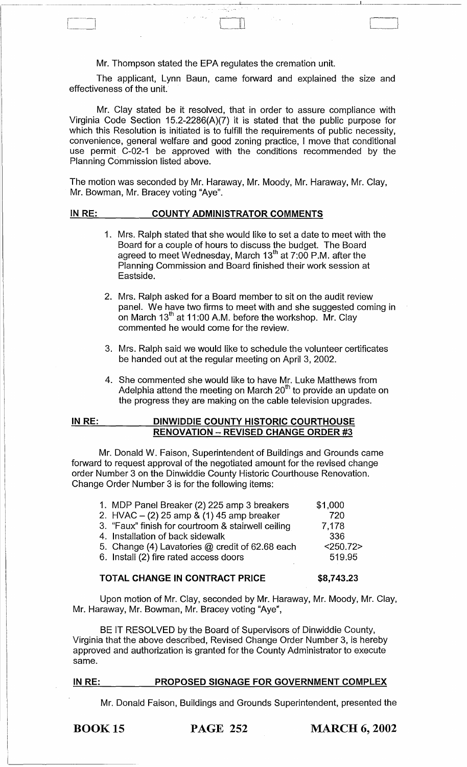Mr. Thompson stated the EPA regulates the cremation unit.

The applicant, Lynn Baun, came forward and explained the size and effectiveness of the unit.

Mr. Clay stated be it resolved, that in order to assure compliance with Virginia Code Section 15.2-2286(A)(7) it is stated that the public purpose for which this Resolution is initiated is to fulfill the requirements of public necessity, convenience, general welfare and good zoning practice, I move that conditional use permit C-02-1 be approved with the conditions recommended by the Planning Commission listed above.

The motion was seconded by Mr. Haraway, Mr. Moody, Mr. Haraway, Mr. Clay, Mr. Bowman, Mr. Bracey voting "Aye".

## IN RE: COUNTY ADMINISTRATOR COMMENTS

1. Mrs. Ralph stated that she would like to set a date to meet with the Board for a couple of hours to discuss the budget. The Board agreed to meet Wednesday, March 13th at 7:00 P.M. after the Planning Commission and Board finished their work session at Eastside.
2. Mrs. Ralph asked for a Board member to sit on the audit review panel. We have two firms to meet with and she suggested coming in on March 13th at 11:00 A.M. before the workshop. Mr. Clay commented he would come for the review.
3. Mrs. Ralph said we would like to schedule the volunteer certificates be handed out at the regular meeting on April 3, 2002.
4. She commented she would like to have Mr. Luke Matthews from Adelphia attend the meeting on March 20th to provide an update on the progress they are making on the cable television upgrades.

## IN RE: DINWIDDIE COUNTY HISTORIC COURTHOUSE RENOVATION – REVISED CHANGE ORDER #3

Mr. Donald W. Faison, Superintendent of Buildings and Grounds came forward to request approval of the negotiated amount for the revised change order Number 3 on the Dinwiddie County Historic Courthouse Renovation. Change Order Number 3 is for the following items:

| Item | Amount |
|---|---|
| 1. MDP Panel Breaker (2) 225 amp 3 breakers | $1,000 |
| 2. HVAC – (2) 25 amp & (1) 45 amp breaker | 720 |
| 3. "Faux" finish for courtroom & stairwell ceiling | 7,178 |
| 4. Installation of back sidewalk | 336 |
| 5. Change (4) Lavatories @ credit of 62.68 each | <250.72> |
| 6. Install (2) fire rated access doors | 519.95 |
| **TOTAL CHANGE IN CONTRACT PRICE** | **$8,743.23** |

Upon motion of Mr. Clay, seconded by Mr. Haraway, Mr. Moody, Mr. Clay, Mr. Haraway, Mr. Bowman, Mr. Bracey voting "Aye",

BE IT RESOLVED by the Board of Supervisors of Dinwiddie County, Virginia that the above described, Revised Change Order Number 3, is hereby approved and authorization is granted for the County Administrator to execute same.

## IN RE: PROPOSED SIGNAGE FOR GOVERNMENT COMPLEX

Mr. Donald Faison, Buildings and Grounds Superintendent, presented the

BOOK 15 PAGE 252 MARCH 6, 2002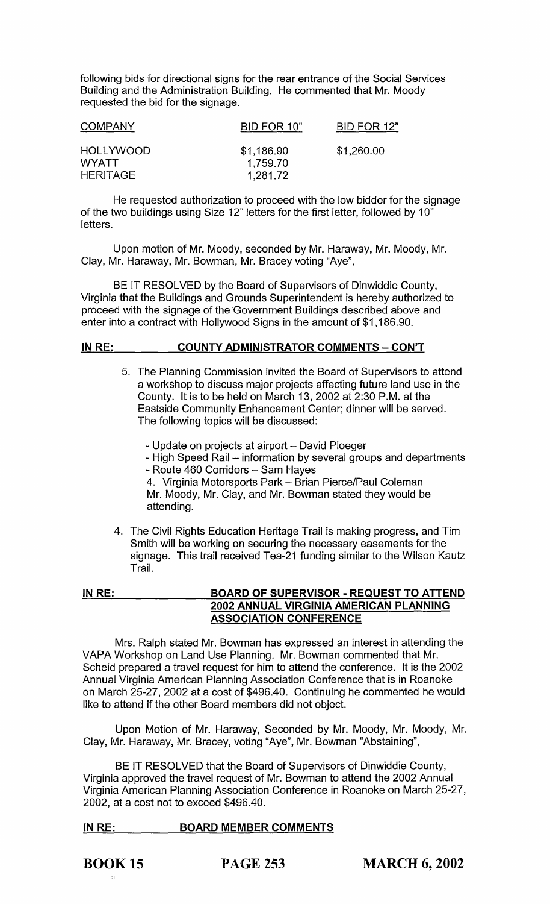following bids for directional signs for the rear entrance of the Social Services Building and the Administration Building. He commented that Mr. Moody requested the bid for the signage.

| COMPANY | BID FOR 10" | BID FOR 12" |
|---|---|---|
| HOLLYWOOD | $1,186.90 | $1,260.00 |
| WYATT | 1,759.70 | |
| HERITAGE | 1,281.72 | |

He requested authorization to proceed with the low bidder for the signage of the two buildings using Size 12" letters for the first letter, followed by 10" letters.

Upon motion of Mr. Moody, seconded by Mr. Haraway, Mr. Moody, Mr. Clay, Mr. Haraway, Mr. Bowman, Mr. Bracey voting "Aye",

BE IT RESOLVED by the Board of Supervisors of Dinwiddie County, Virginia that the Buildings and Grounds Superintendent is hereby authorized to proceed with the signage of the Government Buildings described above and enter into a contract with Hollywood Signs in the amount of $1,186.90.

**IN RE: COUNTY ADMINISTRATOR COMMENTS – CON'T**

5. The Planning Commission invited the Board of Supervisors to attend a workshop to discuss major projects affecting future land use in the County. It is to be held on March 13, 2002 at 2:30 P.M. at the Eastside Community Enhancement Center; dinner will be served. The following topics will be discussed:

   - Update on projects at airport – David Ploeger
   - High Speed Rail – information by several groups and departments
   - Route 460 Corridors – Sam Hayes

   4. Virginia Motorsports Park – Brian Pierce/Paul Coleman

   Mr. Moody, Mr. Clay, and Mr. Bowman stated they would be attending.

4. The Civil Rights Education Heritage Trail is making progress, and Tim Smith will be working on securing the necessary easements for the signage. This trail received Tea-21 funding similar to the Wilson Kautz Trail.

**IN RE: BOARD OF SUPERVISOR - REQUEST TO ATTEND 2002 ANNUAL VIRGINIA AMERICAN PLANNING ASSOCIATION CONFERENCE**

Mrs. Ralph stated Mr. Bowman has expressed an interest in attending the VAPA Workshop on Land Use Planning. Mr. Bowman commented that Mr. Scheid prepared a travel request for him to attend the conference. It is the 2002 Annual Virginia American Planning Association Conference that is in Roanoke on March 25-27, 2002 at a cost of $496.40. Continuing he commented he would like to attend if the other Board members did not object.

Upon Motion of Mr. Haraway, Seconded by Mr. Moody, Mr. Moody, Mr. Clay, Mr. Haraway, Mr. Bracey, voting "Aye", Mr. Bowman "Abstaining",

BE IT RESOLVED that the Board of Supervisors of Dinwiddie County, Virginia approved the travel request of Mr. Bowman to attend the 2002 Annual Virginia American Planning Association Conference in Roanoke on March 25-27, 2002, at a cost not to exceed $496.40.

**IN RE: BOARD MEMBER COMMENTS**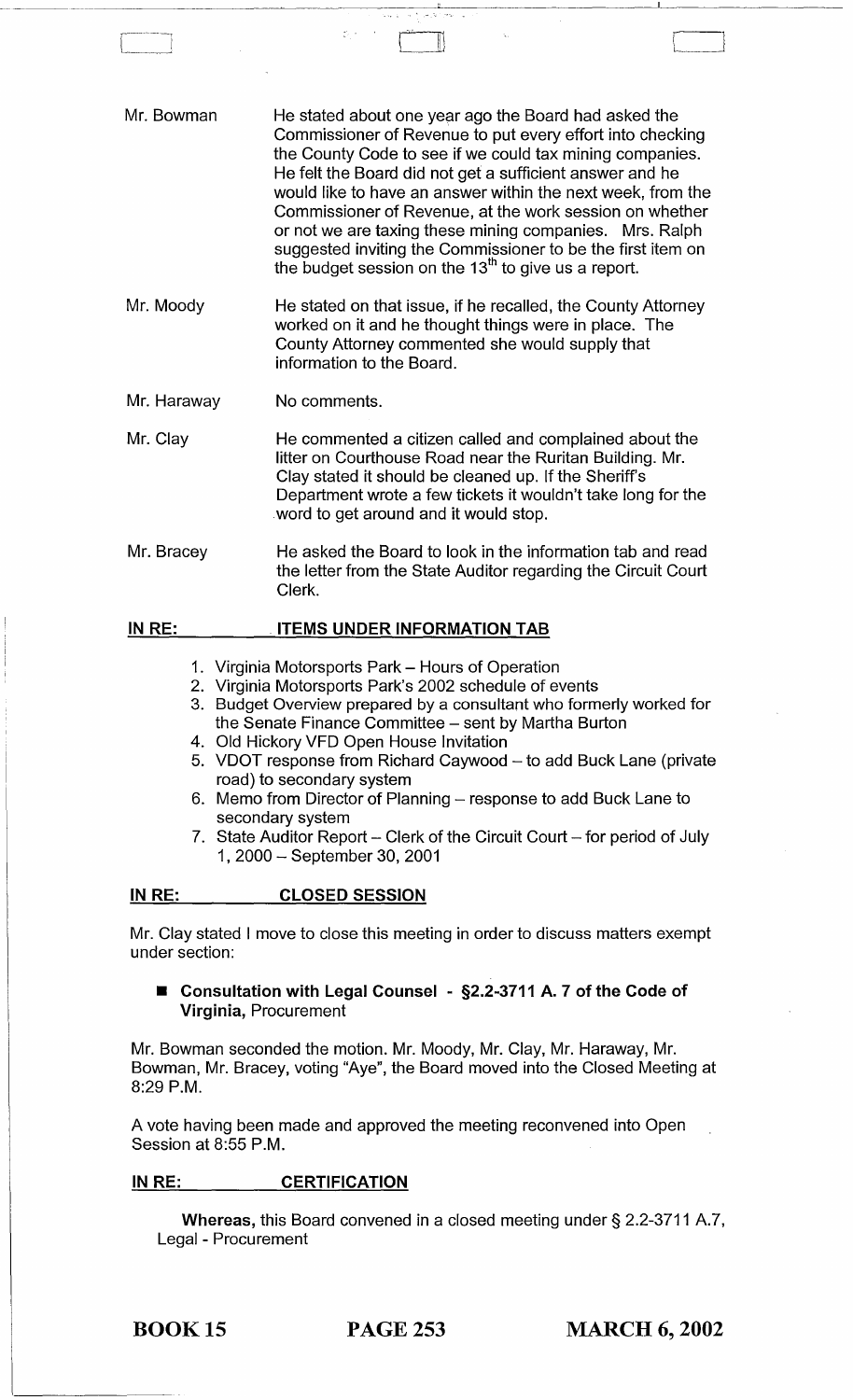Mr. Bowman — He stated about one year ago the Board had asked the Commissioner of Revenue to put every effort into checking the County Code to see if we could tax mining companies. He felt the Board did not get a sufficient answer and he would like to have an answer within the next week, from the Commissioner of Revenue, at the work session on whether or not we are taxing these mining companies. Mrs. Ralph suggested inviting the Commissioner to be the first item on the budget session on the 13th to give us a report.

Mr. Moody — He stated on that issue, if he recalled, the County Attorney worked on it and he thought things were in place. The County Attorney commented she would supply that information to the Board.

Mr. Haraway — No comments.

Mr. Clay — He commented a citizen called and complained about the litter on Courthouse Road near the Ruritan Building. Mr. Clay stated it should be cleaned up. If the Sheriff's Department wrote a few tickets it wouldn't take long for the word to get around and it would stop.

Mr. Bracey — He asked the Board to look in the information tab and read the letter from the State Auditor regarding the Circuit Court Clerk.

**IN RE: ITEMS UNDER INFORMATION TAB**

1. Virginia Motorsports Park – Hours of Operation
2. Virginia Motorsports Park's 2002 schedule of events
3. Budget Overview prepared by a consultant who formerly worked for the Senate Finance Committee – sent by Martha Burton
4. Old Hickory VFD Open House Invitation
5. VDOT response from Richard Caywood – to add Buck Lane (private road) to secondary system
6. Memo from Director of Planning – response to add Buck Lane to secondary system
7. State Auditor Report – Clerk of the Circuit Court – for period of July 1, 2000 – September 30, 2001

**IN RE: CLOSED SESSION**

Mr. Clay stated I move to close this meeting in order to discuss matters exempt under section:

- **Consultation with Legal Counsel - §2.2-3711 A. 7 of the Code of Virginia,** Procurement

Mr. Bowman seconded the motion. Mr. Moody, Mr. Clay, Mr. Haraway, Mr. Bowman, Mr. Bracey, voting "Aye", the Board moved into the Closed Meeting at 8:29 P.M.

A vote having been made and approved the meeting reconvened into Open Session at 8:55 P.M.

**IN RE: CERTIFICATION**

**Whereas,** this Board convened in a closed meeting under § 2.2-3711 A.7, Legal - Procurement

**BOOK 15 PAGE 253 MARCH 6, 2002**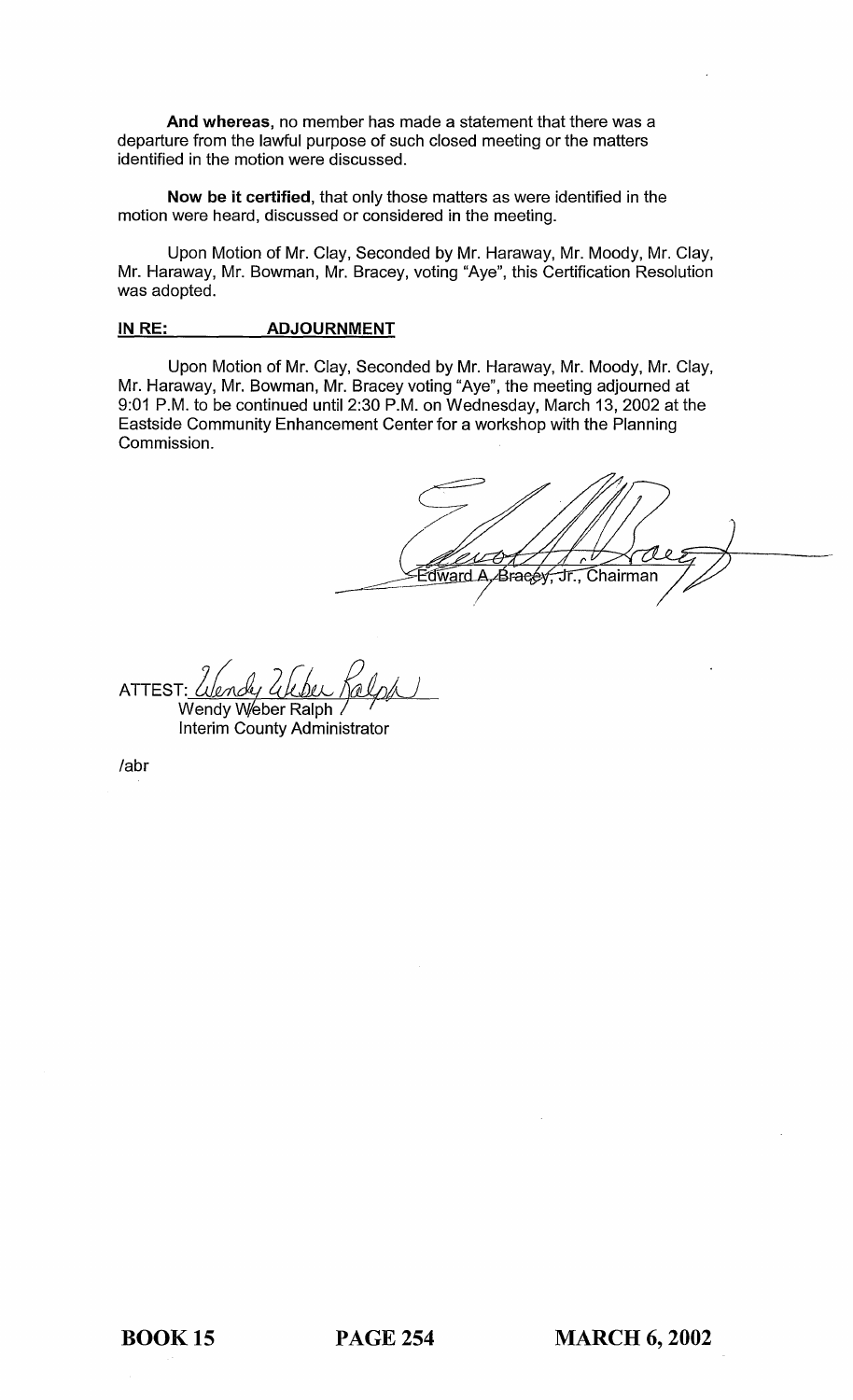**And whereas**, no member has made a statement that there was a departure from the lawful purpose of such closed meeting or the matters identified in the motion were discussed.

**Now be it certified**, that only those matters as were identified in the motion were heard, discussed or considered in the meeting.

Upon Motion of Mr. Clay, Seconded by Mr. Haraway, Mr. Moody, Mr. Clay, Mr. Haraway, Mr. Bowman, Mr. Bracey, voting "Aye", this Certification Resolution was adopted.

**IN RE: ADJOURNMENT**

Upon Motion of Mr. Clay, Seconded by Mr. Haraway, Mr. Moody, Mr. Clay, Mr. Haraway, Mr. Bowman, Mr. Bracey voting "Aye", the meeting adjourned at 9:01 P.M. to be continued until 2:30 P.M. on Wednesday, March 13, 2002 at the Eastside Community Enhancement Center for a workshop with the Planning Commission.

Edward A. Bracey, Jr., Chairman

ATTEST:
Wendy Weber Ralph
Interim County Administrator

/abr

**BOOK 15** **PAGE 254** **MARCH 6, 2002**